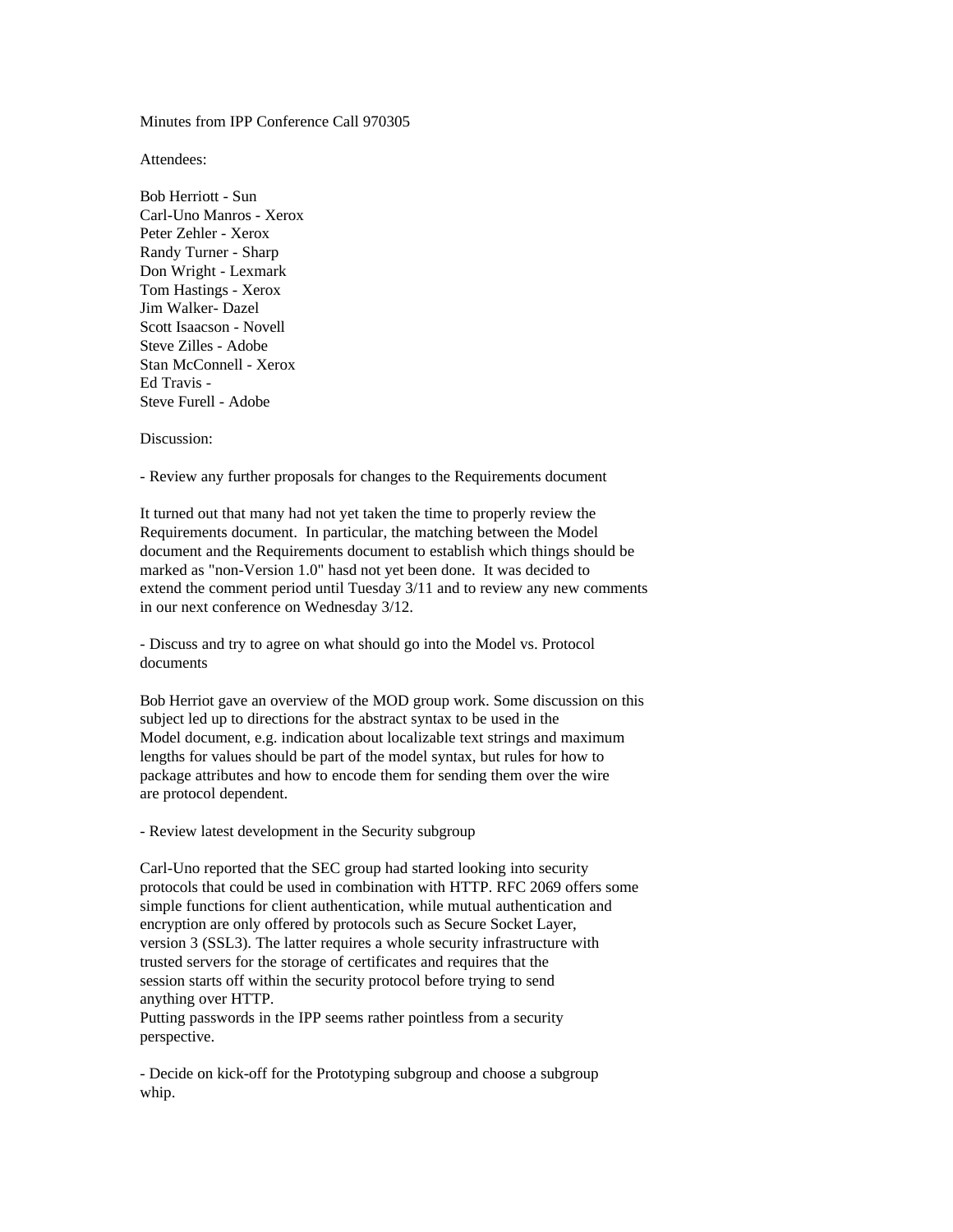Minutes from IPP Conference Call 970305

Attendees:

Bob Herriott - Sun
Carl-Uno Manros - Xerox
Peter Zehler - Xerox
Randy Turner - Sharp
Don Wright - Lexmark
Tom Hastings - Xerox
Jim Walker- Dazel
Scott Isaacson - Novell
Steve Zilles - Adobe
Stan McConnell - Xerox
Ed Travis -
Steve Furell - Adobe

Discussion:

- Review any further proposals for changes to the Requirements document

It turned out that many had not yet taken the time to properly review the Requirements document. In particular, the matching between the Model document and the Requirements document to establish which things should be marked as "non-Version 1.0" hasd not yet been done. It was decided to extend the comment period until Tuesday 3/11 and to review any new comments in our next conference on Wednesday 3/12.

- Discuss and try to agree on what should go into the Model vs. Protocol documents

Bob Herriot gave an overview of the MOD group work. Some discussion on this subject led up to directions for the abstract syntax to be used in the Model document, e.g. indication about localizable text strings and maximum lengths for values should be part of the model syntax, but rules for how to package attributes and how to encode them for sending them over the wire are protocol dependent.

- Review latest development in the Security subgroup

Carl-Uno reported that the SEC group had started looking into security protocols that could be used in combination with HTTP. RFC 2069 offers some simple functions for client authentication, while mutual authentication and encryption are only offered by protocols such as Secure Socket Layer, version 3 (SSL3). The latter requires a whole security infrastructure with trusted servers for the storage of certificates and requires that the session starts off within the security protocol before trying to send anything over HTTP.
Putting passwords in the IPP seems rather pointless from a security perspective.

- Decide on kick-off for the Prototyping subgroup and choose a subgroup whip.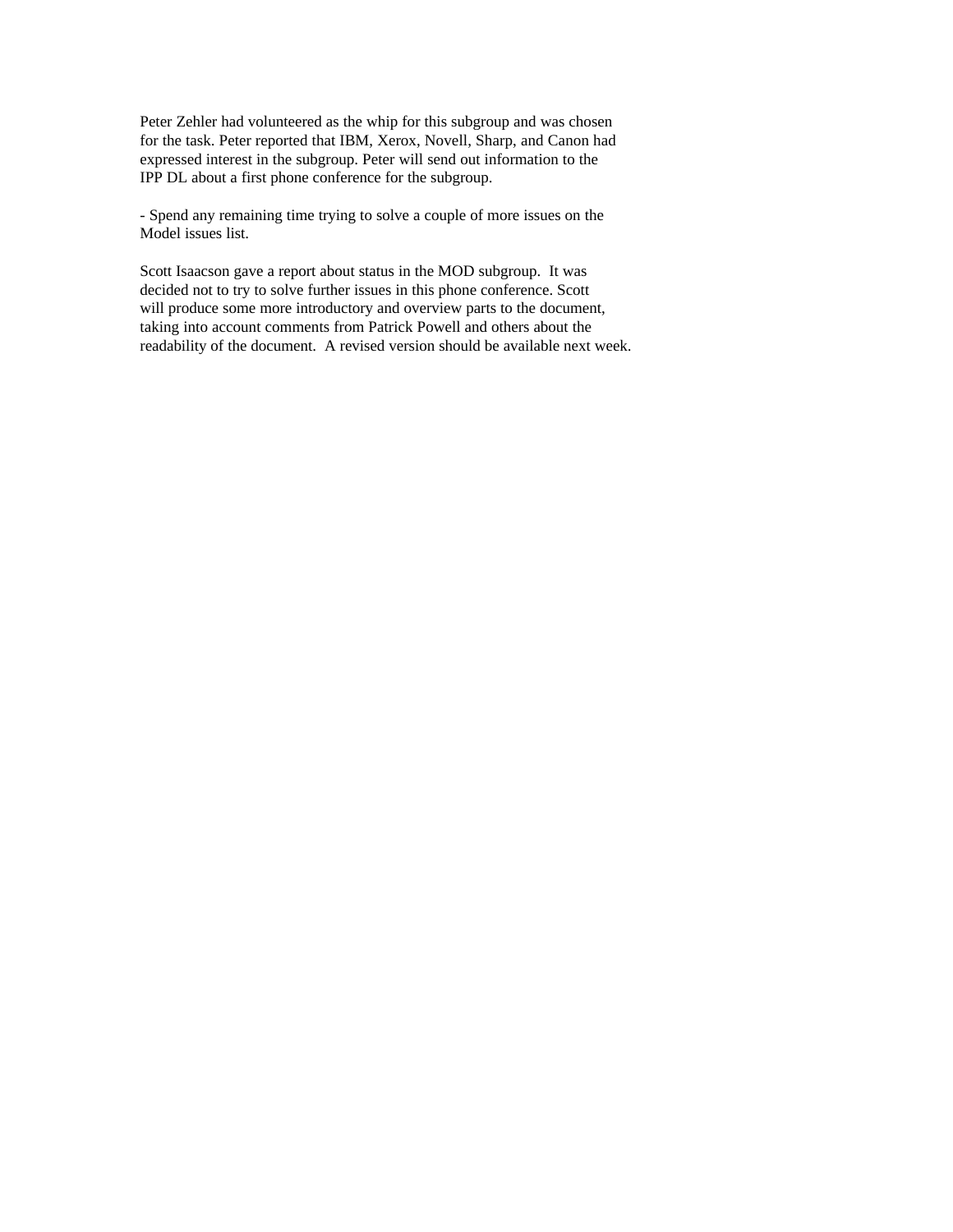Peter Zehler had volunteered as the whip for this subgroup and was chosen for the task. Peter reported that IBM, Xerox, Novell, Sharp, and Canon had expressed interest in the subgroup. Peter will send out information to the IPP DL about a first phone conference for the subgroup.

- Spend any remaining time trying to solve a couple of more issues on the Model issues list.

Scott Isaacson gave a report about status in the MOD subgroup. It was decided not to try to solve further issues in this phone conference. Scott will produce some more introductory and overview parts to the document, taking into account comments from Patrick Powell and others about the readability of the document. A revised version should be available next week.